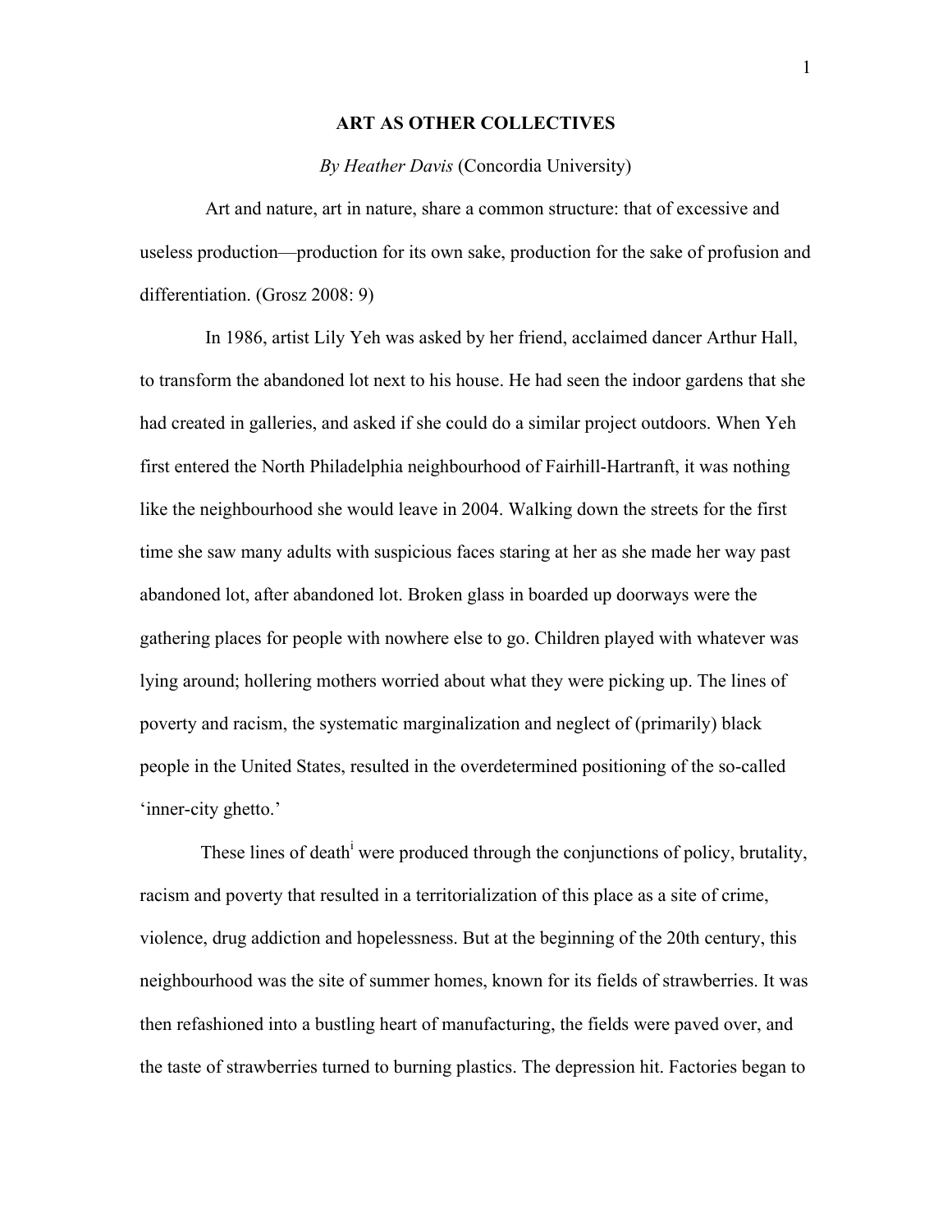# ART AS OTHER COLLECTIVES

*By Heather Davis* (Concordia University)

Art and nature, art in nature, share a common structure: that of excessive and useless production—production for its own sake, production for the sake of profusion and differentiation. (Grosz 2008: 9)

In 1986, artist Lily Yeh was asked by her friend, acclaimed dancer Arthur Hall, to transform the abandoned lot next to his house. He had seen the indoor gardens that she had created in galleries, and asked if she could do a similar project outdoors. When Yeh first entered the North Philadelphia neighbourhood of Fairhill-Hartranft, it was nothing like the neighbourhood she would leave in 2004. Walking down the streets for the first time she saw many adults with suspicious faces staring at her as she made her way past abandoned lot, after abandoned lot. Broken glass in boarded up doorways were the gathering places for people with nowhere else to go. Children played with whatever was lying around; hollering mothers worried about what they were picking up. The lines of poverty and racism, the systematic marginalization and neglect of (primarily) black people in the United States, resulted in the overdetermined positioning of the so-called 'inner-city ghetto.'

These lines of death[i] were produced through the conjunctions of policy, brutality, racism and poverty that resulted in a territorialization of this place as a site of crime, violence, drug addiction and hopelessness. But at the beginning of the 20th century, this neighbourhood was the site of summer homes, known for its fields of strawberries. It was then refashioned into a bustling heart of manufacturing, the fields were paved over, and the taste of strawberries turned to burning plastics. The depression hit. Factories began to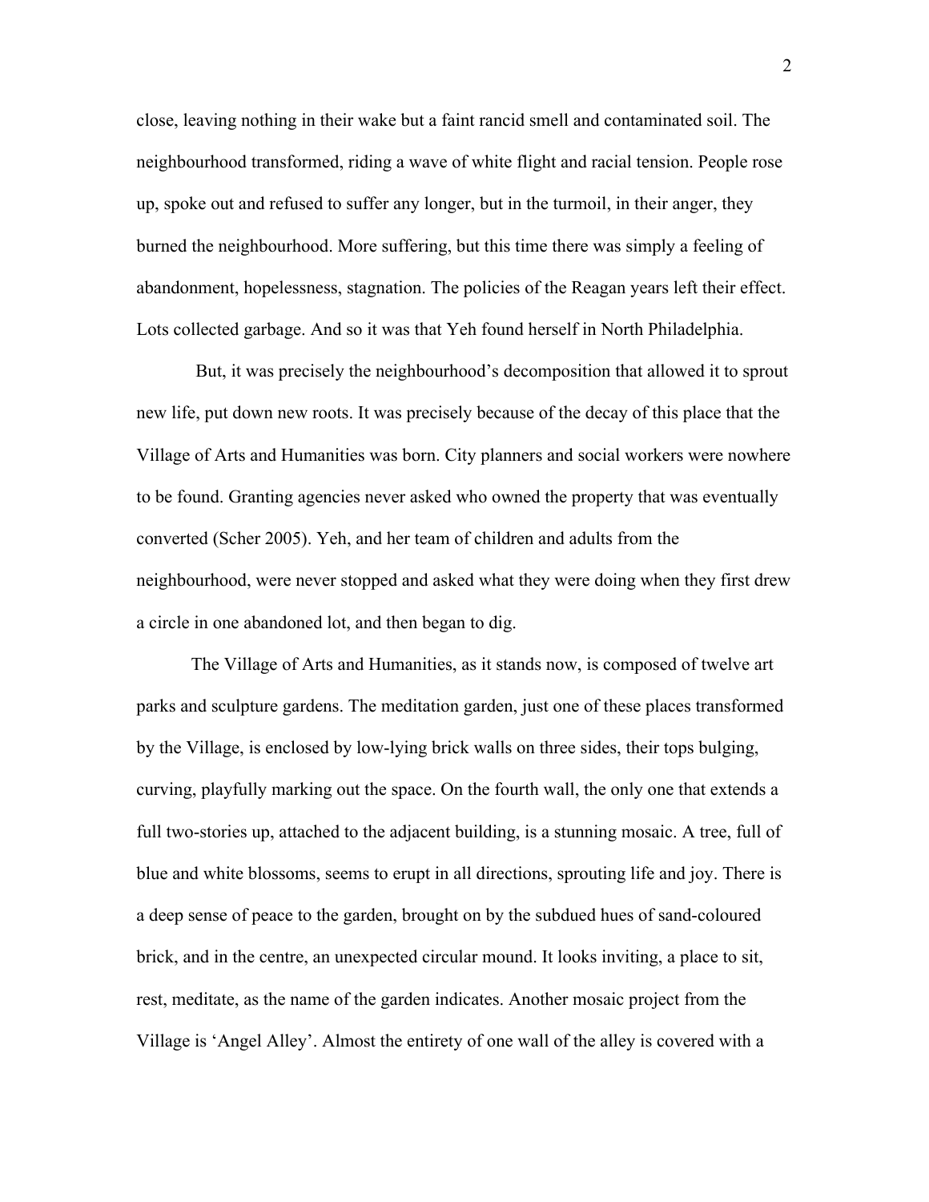close, leaving nothing in their wake but a faint rancid smell and contaminated soil. The neighbourhood transformed, riding a wave of white flight and racial tension. People rose up, spoke out and refused to suffer any longer, but in the turmoil, in their anger, they burned the neighbourhood. More suffering, but this time there was simply a feeling of abandonment, hopelessness, stagnation. The policies of the Reagan years left their effect. Lots collected garbage. And so it was that Yeh found herself in North Philadelphia.

But, it was precisely the neighbourhood's decomposition that allowed it to sprout new life, put down new roots. It was precisely because of the decay of this place that the Village of Arts and Humanities was born. City planners and social workers were nowhere to be found. Granting agencies never asked who owned the property that was eventually converted (Scher 2005). Yeh, and her team of children and adults from the neighbourhood, were never stopped and asked what they were doing when they first drew a circle in one abandoned lot, and then began to dig.

The Village of Arts and Humanities, as it stands now, is composed of twelve art parks and sculpture gardens. The meditation garden, just one of these places transformed by the Village, is enclosed by low-lying brick walls on three sides, their tops bulging, curving, playfully marking out the space. On the fourth wall, the only one that extends a full two-stories up, attached to the adjacent building, is a stunning mosaic. A tree, full of blue and white blossoms, seems to erupt in all directions, sprouting life and joy. There is a deep sense of peace to the garden, brought on by the subdued hues of sand-coloured brick, and in the centre, an unexpected circular mound. It looks inviting, a place to sit, rest, meditate, as the name of the garden indicates. Another mosaic project from the Village is 'Angel Alley'. Almost the entirety of one wall of the alley is covered with a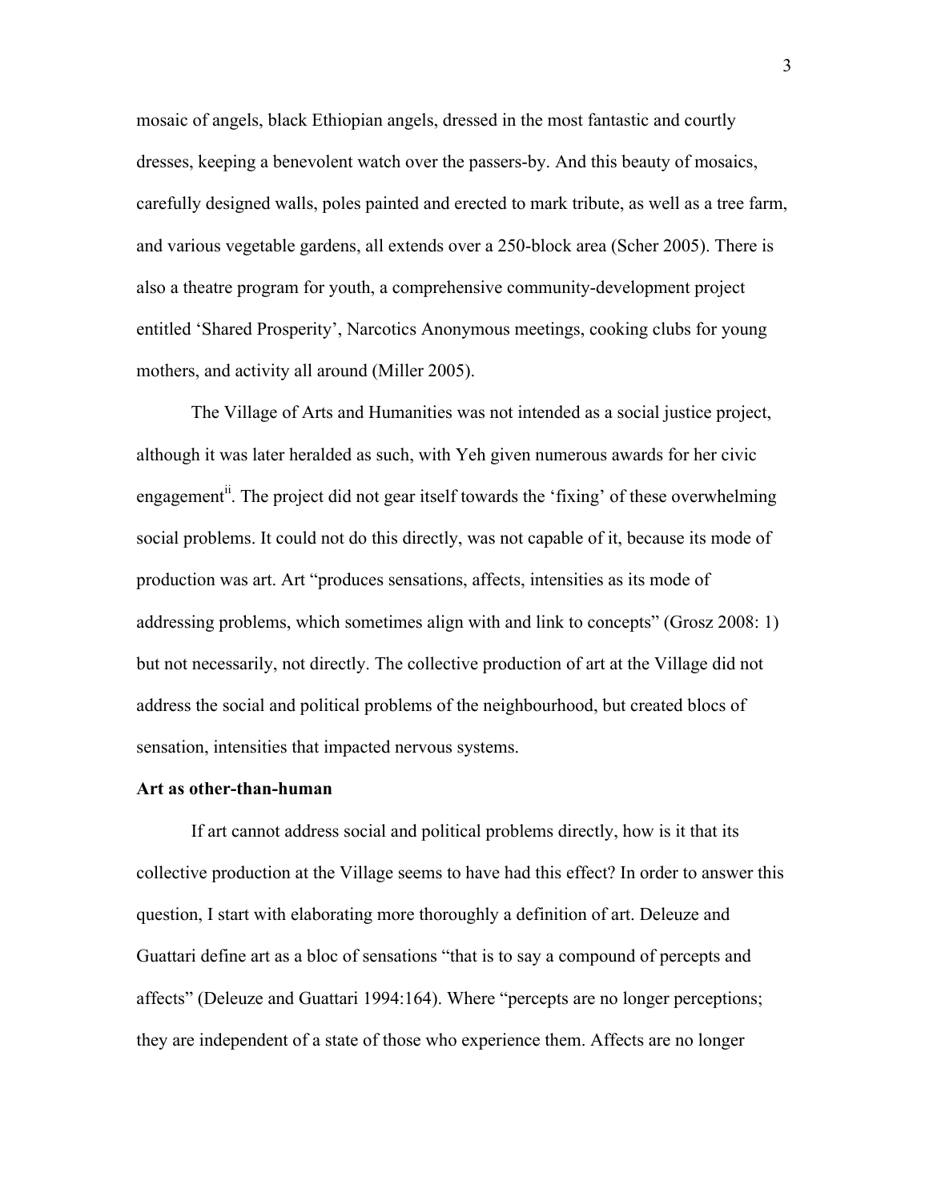mosaic of angels, black Ethiopian angels, dressed in the most fantastic and courtly dresses, keeping a benevolent watch over the passers-by. And this beauty of mosaics, carefully designed walls, poles painted and erected to mark tribute, as well as a tree farm, and various vegetable gardens, all extends over a 250-block area (Scher 2005). There is also a theatre program for youth, a comprehensive community-development project entitled 'Shared Prosperity', Narcotics Anonymous meetings, cooking clubs for young mothers, and activity all around (Miller 2005).

The Village of Arts and Humanities was not intended as a social justice project, although it was later heralded as such, with Yeh given numerous awards for her civic engagement[ii]. The project did not gear itself towards the 'fixing' of these overwhelming social problems. It could not do this directly, was not capable of it, because its mode of production was art. Art "produces sensations, affects, intensities as its mode of addressing problems, which sometimes align with and link to concepts" (Grosz 2008: 1) but not necessarily, not directly. The collective production of art at the Village did not address the social and political problems of the neighbourhood, but created blocs of sensation, intensities that impacted nervous systems.

**Art as other-than-human**

If art cannot address social and political problems directly, how is it that its collective production at the Village seems to have had this effect? In order to answer this question, I start with elaborating more thoroughly a definition of art. Deleuze and Guattari define art as a bloc of sensations "that is to say a compound of percepts and affects" (Deleuze and Guattari 1994:164). Where "percepts are no longer perceptions; they are independent of a state of those who experience them. Affects are no longer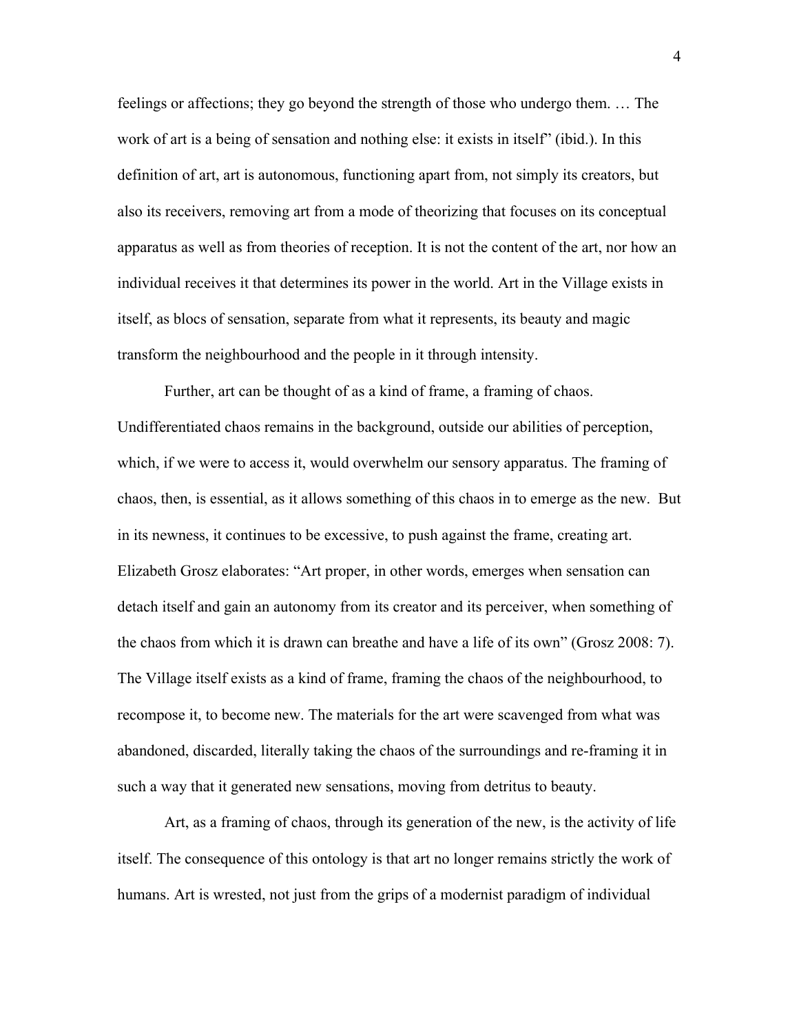feelings or affections; they go beyond the strength of those who undergo them. … The work of art is a being of sensation and nothing else: it exists in itself" (ibid.). In this definition of art, art is autonomous, functioning apart from, not simply its creators, but also its receivers, removing art from a mode of theorizing that focuses on its conceptual apparatus as well as from theories of reception. It is not the content of the art, nor how an individual receives it that determines its power in the world. Art in the Village exists in itself, as blocs of sensation, separate from what it represents, its beauty and magic transform the neighbourhood and the people in it through intensity.

Further, art can be thought of as a kind of frame, a framing of chaos. Undifferentiated chaos remains in the background, outside our abilities of perception, which, if we were to access it, would overwhelm our sensory apparatus. The framing of chaos, then, is essential, as it allows something of this chaos in to emerge as the new. But in its newness, it continues to be excessive, to push against the frame, creating art. Elizabeth Grosz elaborates: "Art proper, in other words, emerges when sensation can detach itself and gain an autonomy from its creator and its perceiver, when something of the chaos from which it is drawn can breathe and have a life of its own" (Grosz 2008: 7). The Village itself exists as a kind of frame, framing the chaos of the neighbourhood, to recompose it, to become new. The materials for the art were scavenged from what was abandoned, discarded, literally taking the chaos of the surroundings and re-framing it in such a way that it generated new sensations, moving from detritus to beauty.

Art, as a framing of chaos, through its generation of the new, is the activity of life itself. The consequence of this ontology is that art no longer remains strictly the work of humans. Art is wrested, not just from the grips of a modernist paradigm of individual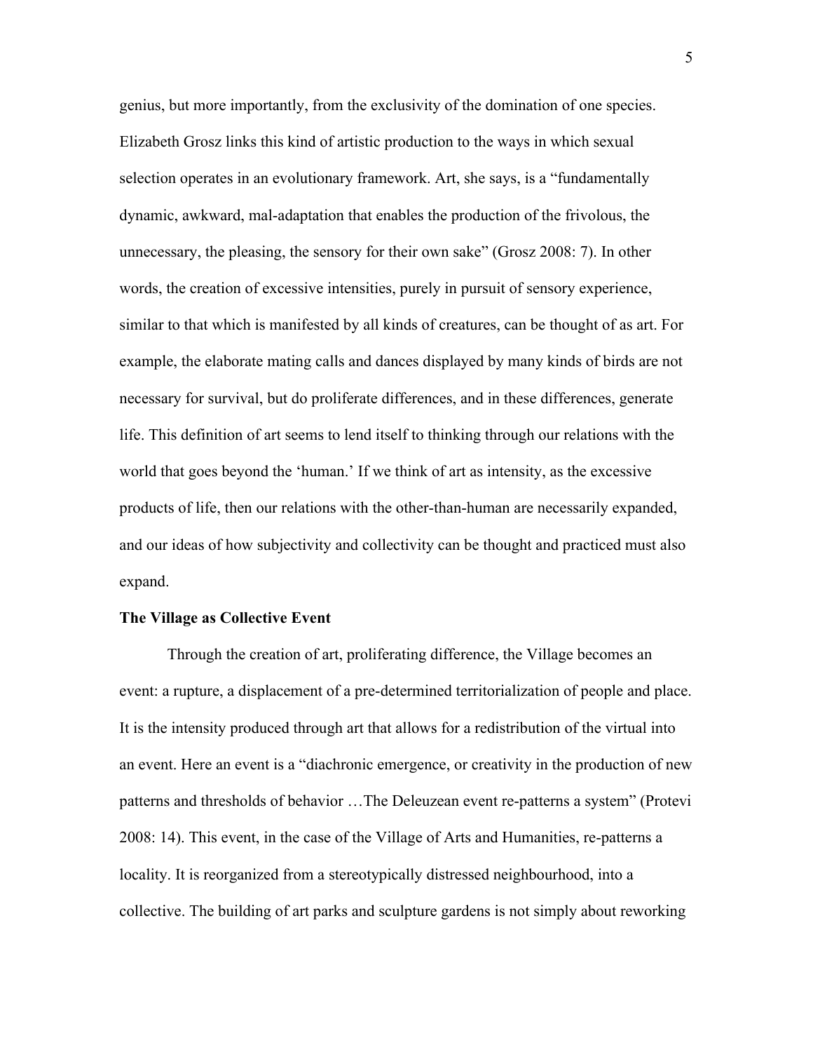genius, but more importantly, from the exclusivity of the domination of one species. Elizabeth Grosz links this kind of artistic production to the ways in which sexual selection operates in an evolutionary framework. Art, she says, is a "fundamentally dynamic, awkward, mal-adaptation that enables the production of the frivolous, the unnecessary, the pleasing, the sensory for their own sake" (Grosz 2008: 7). In other words, the creation of excessive intensities, purely in pursuit of sensory experience, similar to that which is manifested by all kinds of creatures, can be thought of as art. For example, the elaborate mating calls and dances displayed by many kinds of birds are not necessary for survival, but do proliferate differences, and in these differences, generate life. This definition of art seems to lend itself to thinking through our relations with the world that goes beyond the 'human.' If we think of art as intensity, as the excessive products of life, then our relations with the other-than-human are necessarily expanded, and our ideas of how subjectivity and collectivity can be thought and practiced must also expand.

**The Village as Collective Event**

Through the creation of art, proliferating difference, the Village becomes an event: a rupture, a displacement of a pre-determined territorialization of people and place. It is the intensity produced through art that allows for a redistribution of the virtual into an event. Here an event is a "diachronic emergence, or creativity in the production of new patterns and thresholds of behavior …The Deleuzean event re-patterns a system" (Protevi 2008: 14). This event, in the case of the Village of Arts and Humanities, re-patterns a locality. It is reorganized from a stereotypically distressed neighbourhood, into a collective. The building of art parks and sculpture gardens is not simply about reworking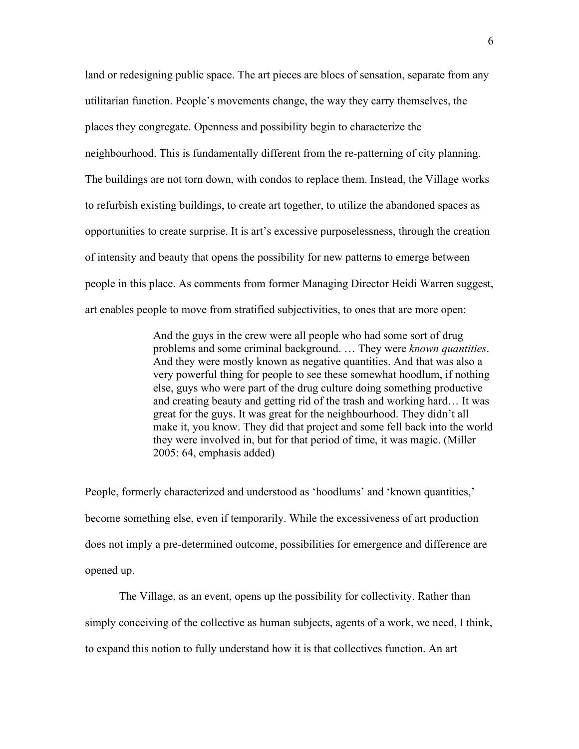land or redesigning public space. The art pieces are blocs of sensation, separate from any utilitarian function. People's movements change, the way they carry themselves, the places they congregate. Openness and possibility begin to characterize the neighbourhood. This is fundamentally different from the re-patterning of city planning. The buildings are not torn down, with condos to replace them. Instead, the Village works to refurbish existing buildings, to create art together, to utilize the abandoned spaces as opportunities to create surprise. It is art's excessive purposelessness, through the creation of intensity and beauty that opens the possibility for new patterns to emerge between people in this place. As comments from former Managing Director Heidi Warren suggest, art enables people to move from stratified subjectivities, to ones that are more open:

> And the guys in the crew were all people who had some sort of drug problems and some criminal background. … They were *known quantities*. And they were mostly known as negative quantities. And that was also a very powerful thing for people to see these somewhat hoodlum, if nothing else, guys who were part of the drug culture doing something productive and creating beauty and getting rid of the trash and working hard… It was great for the guys. It was great for the neighbourhood. They didn't all make it, you know. They did that project and some fell back into the world they were involved in, but for that period of time, it was magic. (Miller 2005: 64, emphasis added)

People, formerly characterized and understood as 'hoodlums' and 'known quantities,' become something else, even if temporarily. While the excessiveness of art production does not imply a pre-determined outcome, possibilities for emergence and difference are opened up.

The Village, as an event, opens up the possibility for collectivity. Rather than simply conceiving of the collective as human subjects, agents of a work, we need, I think, to expand this notion to fully understand how it is that collectives function. An art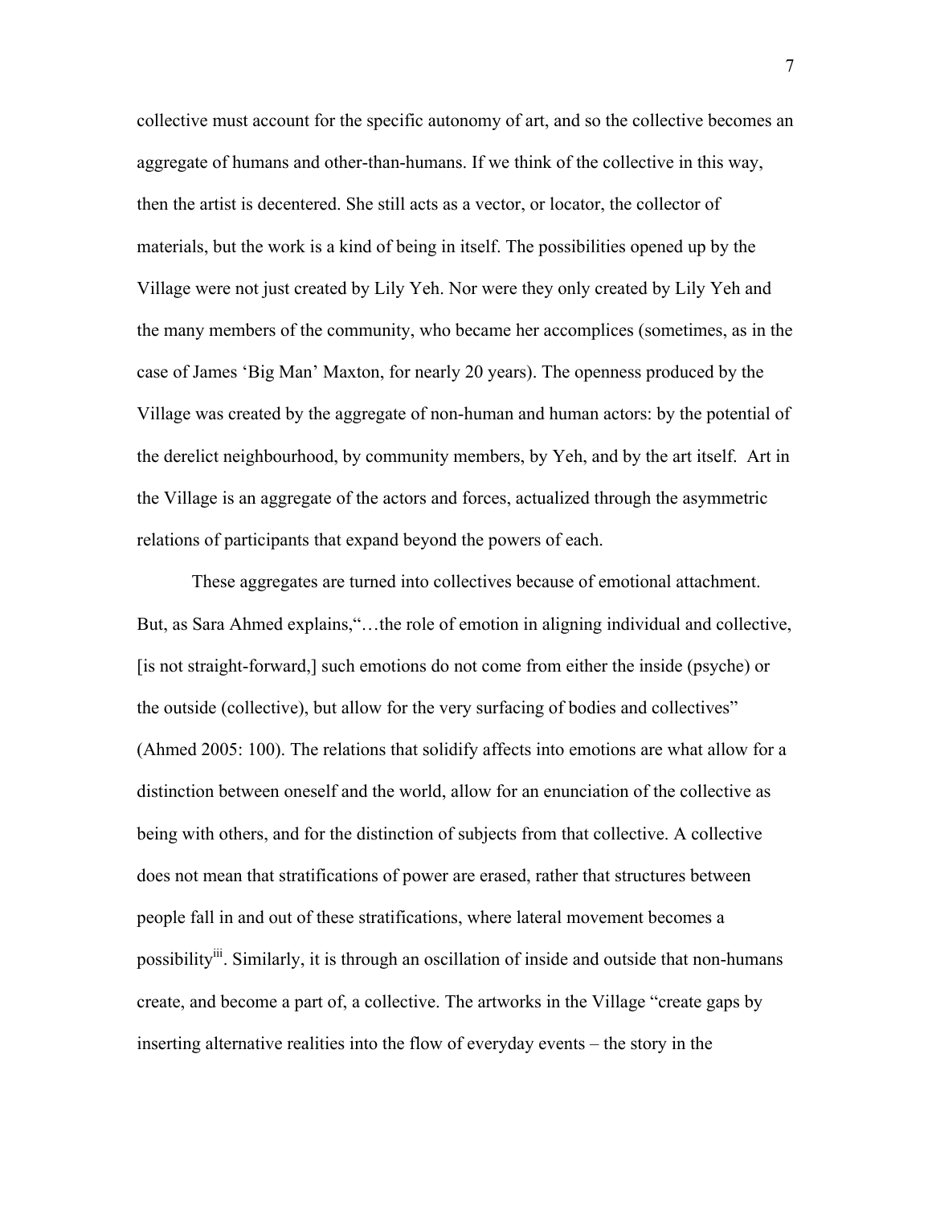collective must account for the specific autonomy of art, and so the collective becomes an aggregate of humans and other-than-humans. If we think of the collective in this way, then the artist is decentered. She still acts as a vector, or locator, the collector of materials, but the work is a kind of being in itself. The possibilities opened up by the Village were not just created by Lily Yeh. Nor were they only created by Lily Yeh and the many members of the community, who became her accomplices (sometimes, as in the case of James 'Big Man' Maxton, for nearly 20 years). The openness produced by the Village was created by the aggregate of non-human and human actors: by the potential of the derelict neighbourhood, by community members, by Yeh, and by the art itself. Art in the Village is an aggregate of the actors and forces, actualized through the asymmetric relations of participants that expand beyond the powers of each.

These aggregates are turned into collectives because of emotional attachment. But, as Sara Ahmed explains,"…the role of emotion in aligning individual and collective, [is not straight-forward,] such emotions do not come from either the inside (psyche) or the outside (collective), but allow for the very surfacing of bodies and collectives" (Ahmed 2005: 100). The relations that solidify affects into emotions are what allow for a distinction between oneself and the world, allow for an enunciation of the collective as being with others, and for the distinction of subjects from that collective. A collective does not mean that stratifications of power are erased, rather that structures between people fall in and out of these stratifications, where lateral movement becomes a possibility[iii]. Similarly, it is through an oscillation of inside and outside that non-humans create, and become a part of, a collective. The artworks in the Village "create gaps by inserting alternative realities into the flow of everyday events – the story in the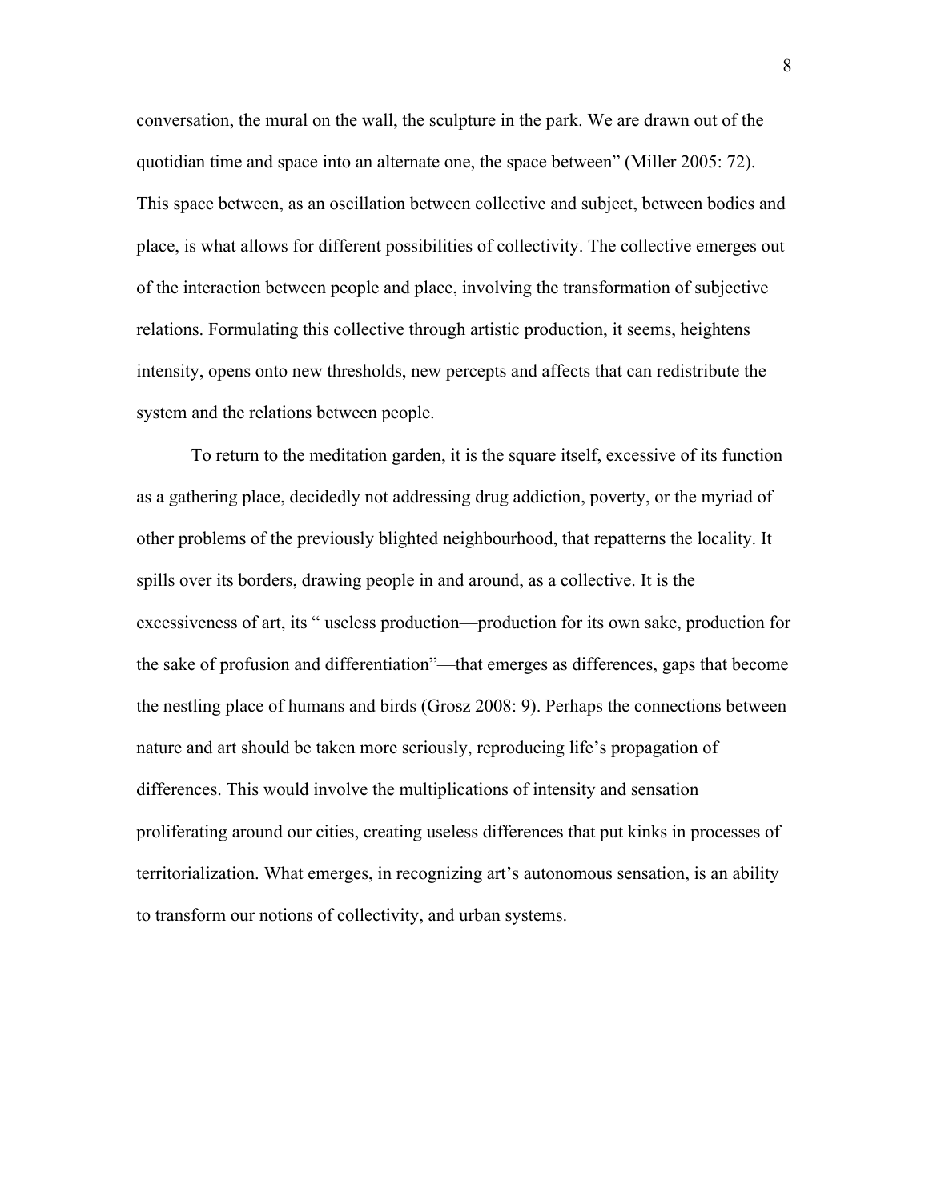conversation, the mural on the wall, the sculpture in the park. We are drawn out of the quotidian time and space into an alternate one, the space between" (Miller 2005: 72). This space between, as an oscillation between collective and subject, between bodies and place, is what allows for different possibilities of collectivity. The collective emerges out of the interaction between people and place, involving the transformation of subjective relations. Formulating this collective through artistic production, it seems, heightens intensity, opens onto new thresholds, new percepts and affects that can redistribute the system and the relations between people.

To return to the meditation garden, it is the square itself, excessive of its function as a gathering place, decidedly not addressing drug addiction, poverty, or the myriad of other problems of the previously blighted neighbourhood, that repatterns the locality. It spills over its borders, drawing people in and around, as a collective. It is the excessiveness of art, its " useless production—production for its own sake, production for the sake of profusion and differentiation"—that emerges as differences, gaps that become the nestling place of humans and birds (Grosz 2008: 9). Perhaps the connections between nature and art should be taken more seriously, reproducing life's propagation of differences. This would involve the multiplications of intensity and sensation proliferating around our cities, creating useless differences that put kinks in processes of territorialization. What emerges, in recognizing art's autonomous sensation, is an ability to transform our notions of collectivity, and urban systems.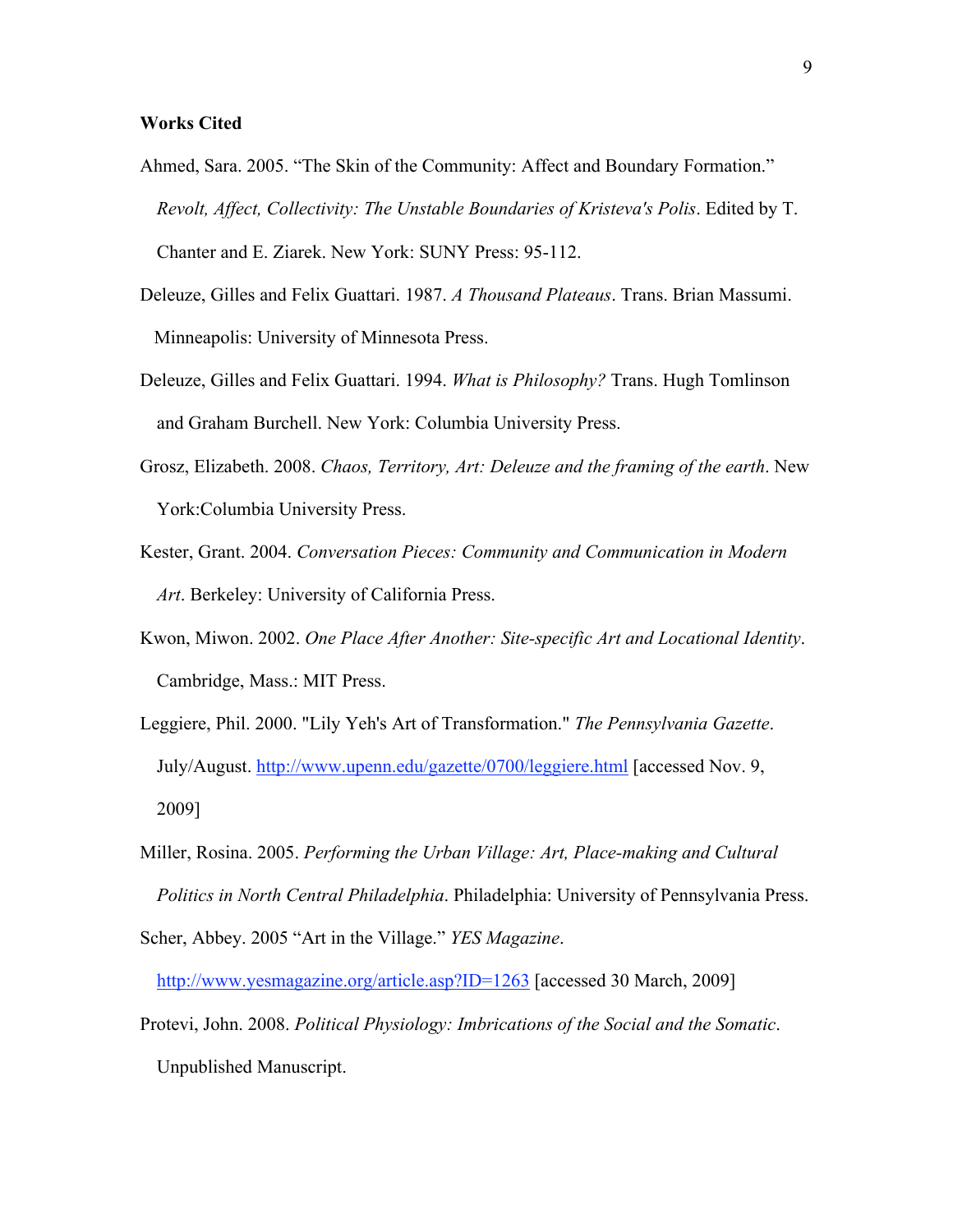**Works Cited**

Ahmed, Sara. 2005. "The Skin of the Community: Affect and Boundary Formation." *Revolt, Affect, Collectivity: The Unstable Boundaries of Kristeva's Polis*. Edited by T. Chanter and E. Ziarek. New York: SUNY Press: 95-112.

Deleuze, Gilles and Felix Guattari. 1987. *A Thousand Plateaus*. Trans. Brian Massumi. Minneapolis: University of Minnesota Press.

Deleuze, Gilles and Felix Guattari. 1994. *What is Philosophy?* Trans. Hugh Tomlinson and Graham Burchell. New York: Columbia University Press.

Grosz, Elizabeth. 2008. *Chaos, Territory, Art: Deleuze and the framing of the earth*. New York:Columbia University Press.

Kester, Grant. 2004. *Conversation Pieces: Community and Communication in Modern Art*. Berkeley: University of California Press.

Kwon, Miwon. 2002. *One Place After Another: Site-specific Art and Locational Identity*. Cambridge, Mass.: MIT Press.

Leggiere, Phil. 2000. "Lily Yeh's Art of Transformation." *The Pennsylvania Gazette*. July/August. http://www.upenn.edu/gazette/0700/leggiere.html [accessed Nov. 9, 2009]

Miller, Rosina. 2005. *Performing the Urban Village: Art, Place-making and Cultural Politics in North Central Philadelphia*. Philadelphia: University of Pennsylvania Press.

Scher, Abbey. 2005 "Art in the Village." *YES Magazine*. http://www.yesmagazine.org/article.asp?ID=1263 [accessed 30 March, 2009]

Protevi, John. 2008. *Political Physiology: Imbrications of the Social and the Somatic*. Unpublished Manuscript.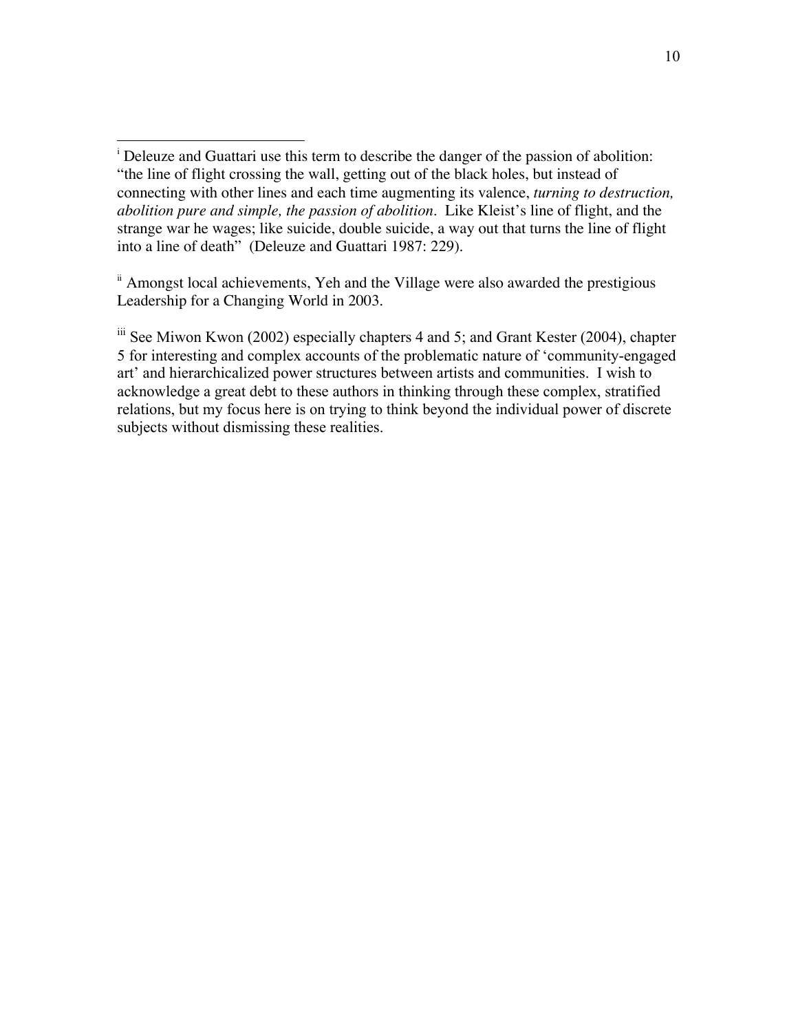[i] Deleuze and Guattari use this term to describe the danger of the passion of abolition: "the line of flight crossing the wall, getting out of the black holes, but instead of connecting with other lines and each time augmenting its valence, *turning to destruction, abolition pure and simple, the passion of abolition*. Like Kleist's line of flight, and the strange war he wages; like suicide, double suicide, a way out that turns the line of flight into a line of death" (Deleuze and Guattari 1987: 229).

[ii] Amongst local achievements, Yeh and the Village were also awarded the prestigious Leadership for a Changing World in 2003.

[iii] See Miwon Kwon (2002) especially chapters 4 and 5; and Grant Kester (2004), chapter 5 for interesting and complex accounts of the problematic nature of 'community-engaged art' and hierarchicalized power structures between artists and communities. I wish to acknowledge a great debt to these authors in thinking through these complex, stratified relations, but my focus here is on trying to think beyond the individual power of discrete subjects without dismissing these realities.